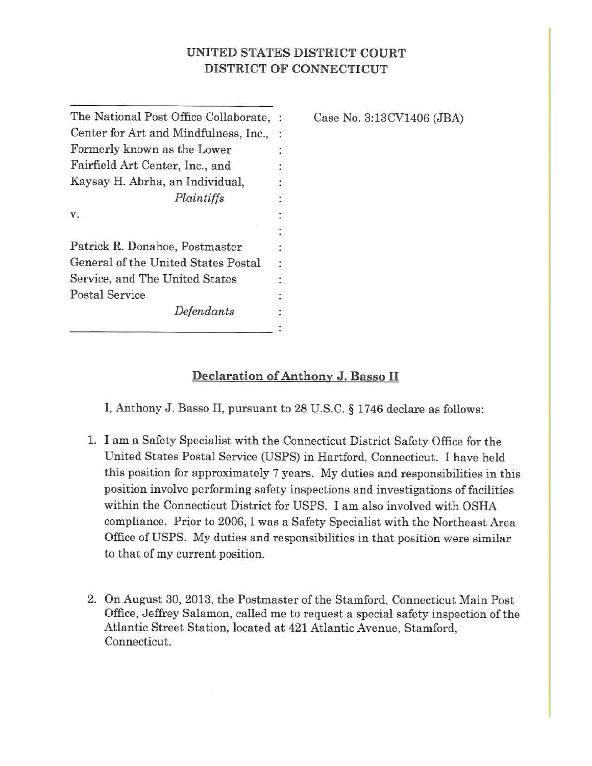# UNITED STATES DISTRICT COURT
# DISTRICT OF CONNECTICUT

| | | |
|---|---|---|
| The National Post Office Collaborate, Center for Art and Mindfulness, Inc., Formerly known as the Lower Fairfield Art Center, Inc., and Kaysay H. Abrha, an Individual, *Plaintiffs* | : | Case No. 3:13CV1406 (JBA) |
| v. | : | |
| Patrick R. Donahoe, Postmaster General of the United States Postal Service, and The United States Postal Service *Defendants* | : | |

## Declaration of Anthony J. Basso II

I, Anthony J. Basso II, pursuant to 28 U.S.C. § 1746 declare as follows:

1. I am a Safety Specialist with the Connecticut District Safety Office for the United States Postal Service (USPS) in Hartford, Connecticut. I have held this position for approximately 7 years. My duties and responsibilities in this position involve performing safety inspections and investigations of facilities within the Connecticut District for USPS. I am also involved with OSHA compliance. Prior to 2006, I was a Safety Specialist with the Northeast Area Office of USPS. My duties and responsibilities in that position were similar to that of my current position.

2. On August 30, 2013, the Postmaster of the Stamford, Connecticut Main Post Office, Jeffrey Salamon, called me to request a special safety inspection of the Atlantic Street Station, located at 421 Atlantic Avenue, Stamford, Connecticut.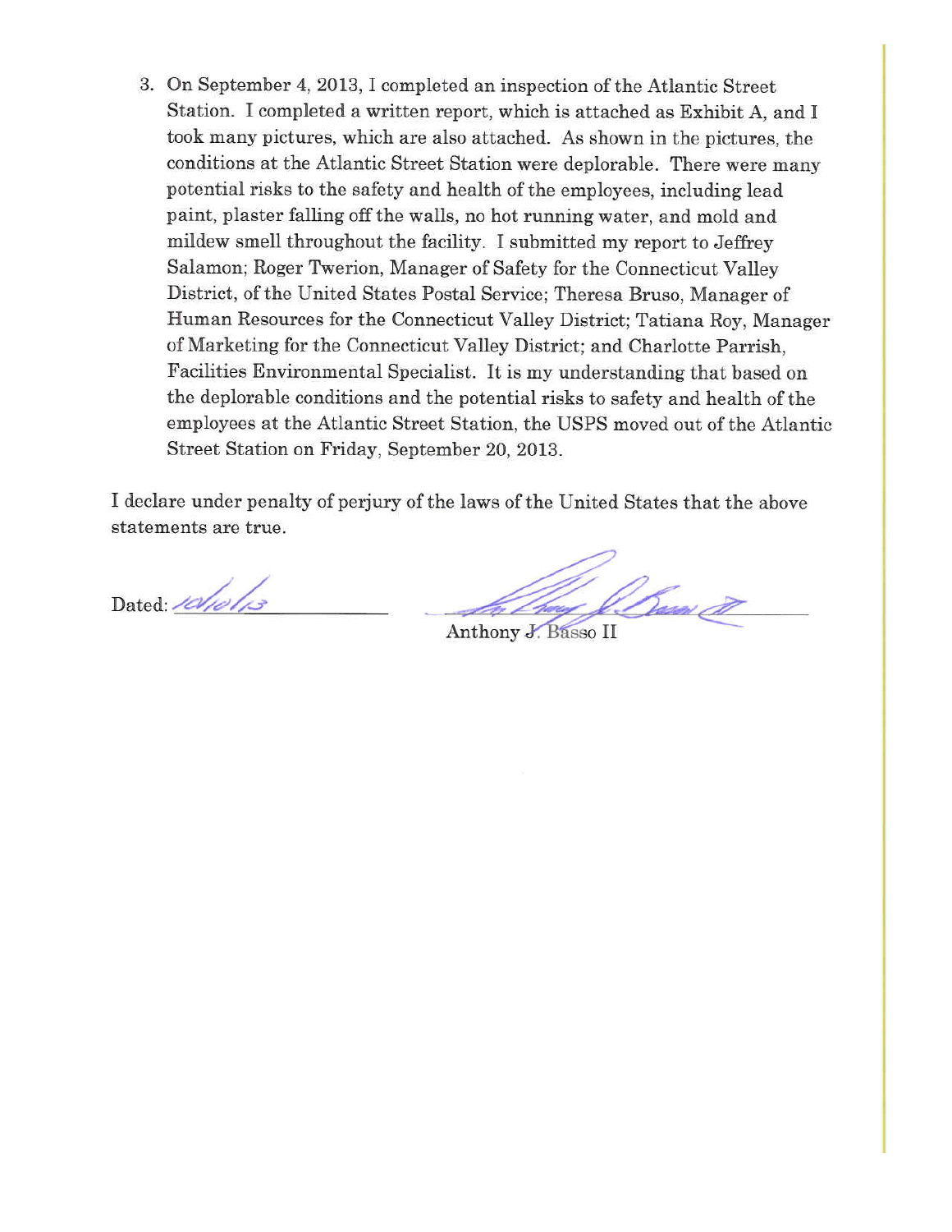3. On September 4, 2013, I completed an inspection of the Atlantic Street Station. I completed a written report, which is attached as Exhibit A, and I took many pictures, which are also attached. As shown in the pictures, the conditions at the Atlantic Street Station were deplorable. There were many potential risks to the safety and health of the employees, including lead paint, plaster falling off the walls, no hot running water, and mold and mildew smell throughout the facility. I submitted my report to Jeffrey Salamon; Roger Twerion, Manager of Safety for the Connecticut Valley District, of the United States Postal Service; Theresa Bruso, Manager of Human Resources for the Connecticut Valley District; Tatiana Roy, Manager of Marketing for the Connecticut Valley District; and Charlotte Parrish, Facilities Environmental Specialist. It is my understanding that based on the deplorable conditions and the potential risks to safety and health of the employees at the Atlantic Street Station, the USPS moved out of the Atlantic Street Station on Friday, September 20, 2013.

I declare under penalty of perjury of the laws of the United States that the above statements are true.

Dated: 10/10/13

Anthony J. Basso II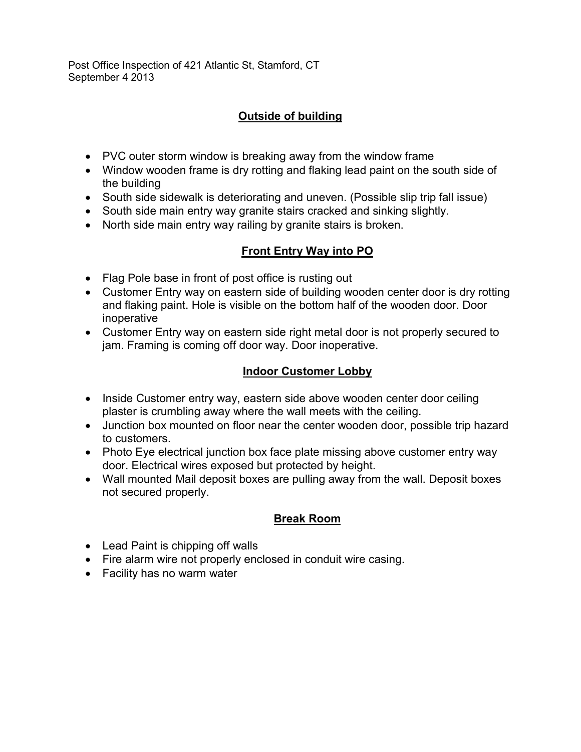Post Office Inspection of 421 Atlantic St, Stamford, CT
September 4 2013

## Outside of building

- PVC outer storm window is breaking away from the window frame
- Window wooden frame is dry rotting and flaking lead paint on the south side of the building
- South side sidewalk is deteriorating and uneven. (Possible slip trip fall issue)
- South side main entry way granite stairs cracked and sinking slightly.
- North side main entry way railing by granite stairs is broken.

## Front Entry Way into PO

- Flag Pole base in front of post office is rusting out
- Customer Entry way on eastern side of building wooden center door is dry rotting and flaking paint. Hole is visible on the bottom half of the wooden door. Door inoperative
- Customer Entry way on eastern side right metal door is not properly secured to jam. Framing is coming off door way. Door inoperative.

## Indoor Customer Lobby

- Inside Customer entry way, eastern side above wooden center door ceiling plaster is crumbling away where the wall meets with the ceiling.
- Junction box mounted on floor near the center wooden door, possible trip hazard to customers.
- Photo Eye electrical junction box face plate missing above customer entry way door. Electrical wires exposed but protected by height.
- Wall mounted Mail deposit boxes are pulling away from the wall. Deposit boxes not secured properly.

## Break Room

- Lead Paint is chipping off walls
- Fire alarm wire not properly enclosed in conduit wire casing.
- Facility has no warm water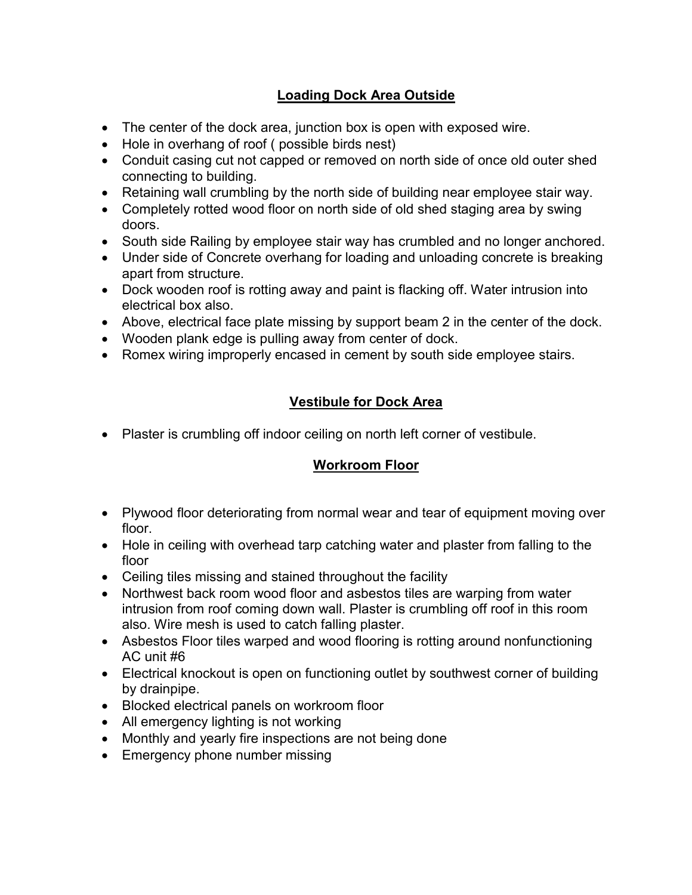## Loading Dock Area Outside

- The center of the dock area, junction box is open with exposed wire.
- Hole in overhang of roof ( possible birds nest)
- Conduit casing cut not capped or removed on north side of once old outer shed connecting to building.
- Retaining wall crumbling by the north side of building near employee stair way.
- Completely rotted wood floor on north side of old shed staging area by swing doors.
- South side Railing by employee stair way has crumbled and no longer anchored.
- Under side of Concrete overhang for loading and unloading concrete is breaking apart from structure.
- Dock wooden roof is rotting away and paint is flacking off. Water intrusion into electrical box also.
- Above, electrical face plate missing by support beam 2 in the center of the dock.
- Wooden plank edge is pulling away from center of dock.
- Romex wiring improperly encased in cement by south side employee stairs.

## Vestibule for Dock Area

- Plaster is crumbling off indoor ceiling on north left corner of vestibule.

## Workroom Floor

- Plywood floor deteriorating from normal wear and tear of equipment moving over floor.
- Hole in ceiling with overhead tarp catching water and plaster from falling to the floor
- Ceiling tiles missing and stained throughout the facility
- Northwest back room wood floor and asbestos tiles are warping from water intrusion from roof coming down wall. Plaster is crumbling off roof in this room also. Wire mesh is used to catch falling plaster.
- Asbestos Floor tiles warped and wood flooring is rotting around nonfunctioning AC unit #6
- Electrical knockout is open on functioning outlet by southwest corner of building by drainpipe.
- Blocked electrical panels on workroom floor
- All emergency lighting is not working
- Monthly and yearly fire inspections are not being done
- Emergency phone number missing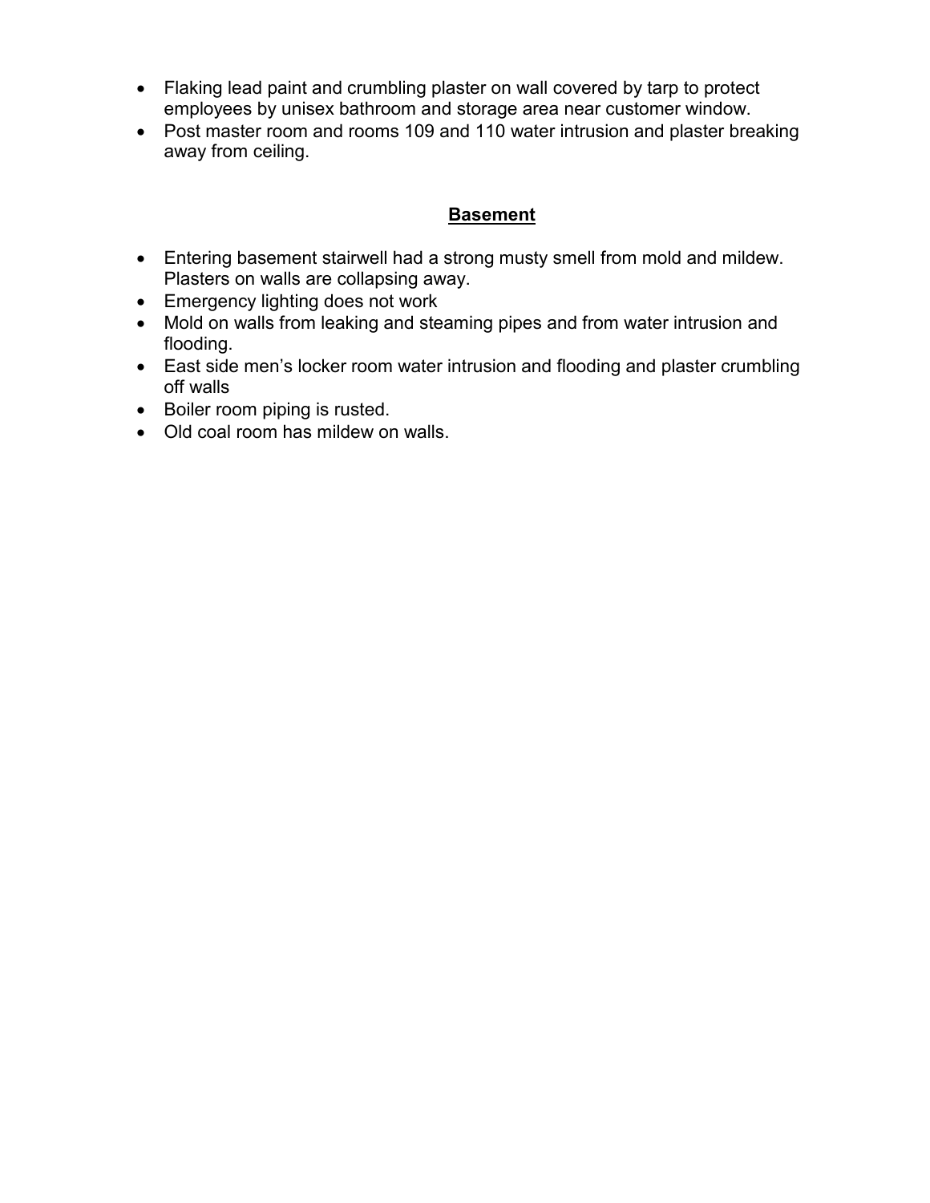- Flaking lead paint and crumbling plaster on wall covered by tarp to protect employees by unisex bathroom and storage area near customer window.
- Post master room and rooms 109 and 110 water intrusion and plaster breaking away from ceiling.

## Basement

- Entering basement stairwell had a strong musty smell from mold and mildew. Plasters on walls are collapsing away.
- Emergency lighting does not work
- Mold on walls from leaking and steaming pipes and from water intrusion and flooding.
- East side men's locker room water intrusion and flooding and plaster crumbling off walls
- Boiler room piping is rusted.
- Old coal room has mildew on walls.